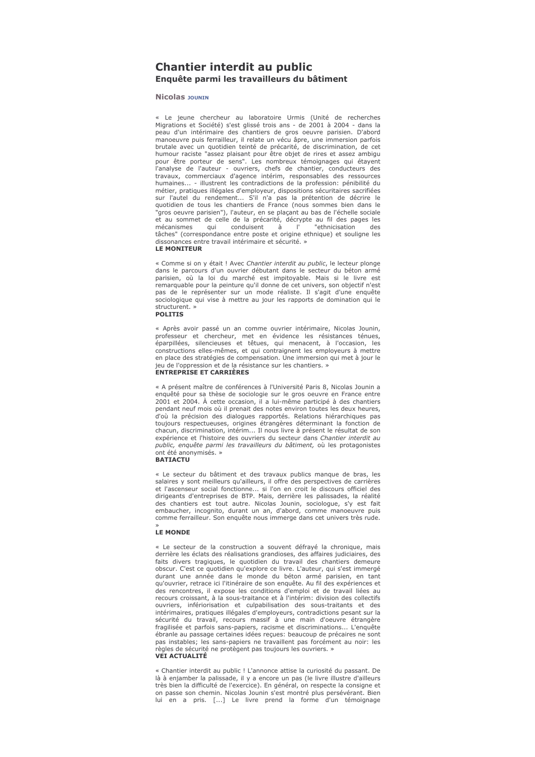# Chantier interdit au public

## Enquête parmi les travailleurs du bâtiment

**Nicolas JOUNIN**

« Le jeune chercheur au laboratoire Urmis (Unité de recherches Migrations et Société) s'est glissé trois ans - de 2001 à 2004 - dans la peau d'un intérimaire des chantiers de gros oeuvre parisien. D'abord manoeuvre puis ferrailleur, il relate un vécu âpre, une immersion parfois brutale avec un quotidien teinté de précarité, de discrimination, de cet humour raciste "assez plaisant pour être objet de rires et assez ambigu pour être porteur de sens". Les nombreux témoignages qui étayent l'analyse de l'auteur - ouvriers, chefs de chantier, conducteurs des travaux, commerciaux d'agence intérim, responsables des ressources humaines... - illustrent les contradictions de la profession: pénibilité du métier, pratiques illégales d'employeur, dispositions sécuritaires sacrifiées sur l'autel du rendement... S'il n'a pas la prétention de décrire le quotidien de tous les chantiers de France (nous sommes bien dans le "gros oeuvre parisien"), l'auteur, en se plaçant au bas de l'échelle sociale et au sommet de celle de la précarité, décrypte au fil des pages les mécanismes qui conduisent à l' "ethnicisation des tâches" (correspondance entre poste et origine ethnique) et souligne les dissonances entre travail intérimaire et sécurité. »
**LE MONITEUR**

« Comme si on y était ! Avec *Chantier interdit au public*, le lecteur plonge dans le parcours d'un ouvrier débutant dans le secteur du béton armé parisien, où la loi du marché est impitoyable. Mais si le livre est remarquable pour la peinture qu'il donne de cet univers, son objectif n'est pas de le représenter sur un mode réaliste. Il s'agit d'une enquête sociologique qui vise à mettre au jour les rapports de domination qui le structurent. »
**POLITIS**

« Après avoir passé un an comme ouvrier intérimaire, Nicolas Jounin, professeur et chercheur, met en évidence les résistances ténues, éparpillées, silencieuses et têtues, qui menacent, à l'occasion, les constructions elles-mêmes, et qui contraignent les employeurs à mettre en place des stratégies de compensation. Une immersion qui met à jour le jeu de l'oppression et de la résistance sur les chantiers. »
**ENTREPRISE ET CARRIÈRES**

« A présent maître de conférences à l'Université Paris 8, Nicolas Jounin a enquêté pour sa thèse de sociologie sur le gros oeuvre en France entre 2001 et 2004. À cette occasion, il a lui-même participé à des chantiers pendant neuf mois où il prenait des notes environ toutes les deux heures, d'où la précision des dialogues rapportés. Relations hiérarchiques pas toujours respectueuses, origines étrangères déterminant la fonction de chacun, discrimination, intérim... Il nous livre à présent le résultat de son expérience et l'histoire des ouvriers du secteur dans *Chantier interdit au public, enquête parmi les travailleurs du bâtiment,* où les protagonistes ont été anonymisés. »
**BATIACTU**

« Le secteur du bâtiment et des travaux publics manque de bras, les salaires y sont meilleurs qu'ailleurs, il offre des perspectives de carrières et l'ascenseur social fonctionne... si l'on en croit le discours officiel des dirigeants d'entreprises de BTP. Mais, derrière les palissades, la réalité des chantiers est tout autre. Nicolas Jounin, sociologue, s'y est fait embaucher, incognito, durant un an, d'abord, comme manoeuvre puis comme ferrailleur. Son enquête nous immerge dans cet univers très rude. »
**LE MONDE**

« Le secteur de la construction a souvent défrayé la chronique, mais derrière les éclats des réalisations grandioses, des affaires judiciaires, des faits divers tragiques, le quotidien du travail des chantiers demeure obscur. C'est ce quotidien qu'explore ce livre. L'auteur, qui s'est immergé durant une année dans le monde du béton armé parisien, en tant qu'ouvrier, retrace ici l'itinéraire de son enquête. Au fil des expériences et des rencontres, il expose les conditions d'emploi et de travail liées au recours croissant, à la sous-traitance et à l'intérim: division des collectifs ouvriers, infériorisation et culpabilisation des sous-traitants et des intérimaires, pratiques illégales d'employeurs, contradictions pesant sur la sécurité du travail, recours massif à une main d'oeuvre étrangère fragilisée et parfois sans-papiers, racisme et discriminations... L'enquête ébranle au passage certaines idées reçues: beaucoup de précaires ne sont pas instables; les sans-papiers ne travaillent pas forcément au noir: les règles de sécurité ne protègent pas toujours les ouvriers. »
**VEI ACTUALITÉ**

« Chantier interdit au public ! L'annonce attise la curiosité du passant. De là à enjamber la palissade, il y a encore un pas (le livre illustre d'ailleurs très bien la difficulté de l'exercice). En général, on respecte la consigne et on passe son chemin. Nicolas Jounin s'est montré plus persévérant. Bien lui en a pris. [...] Le livre prend la forme d'un témoignage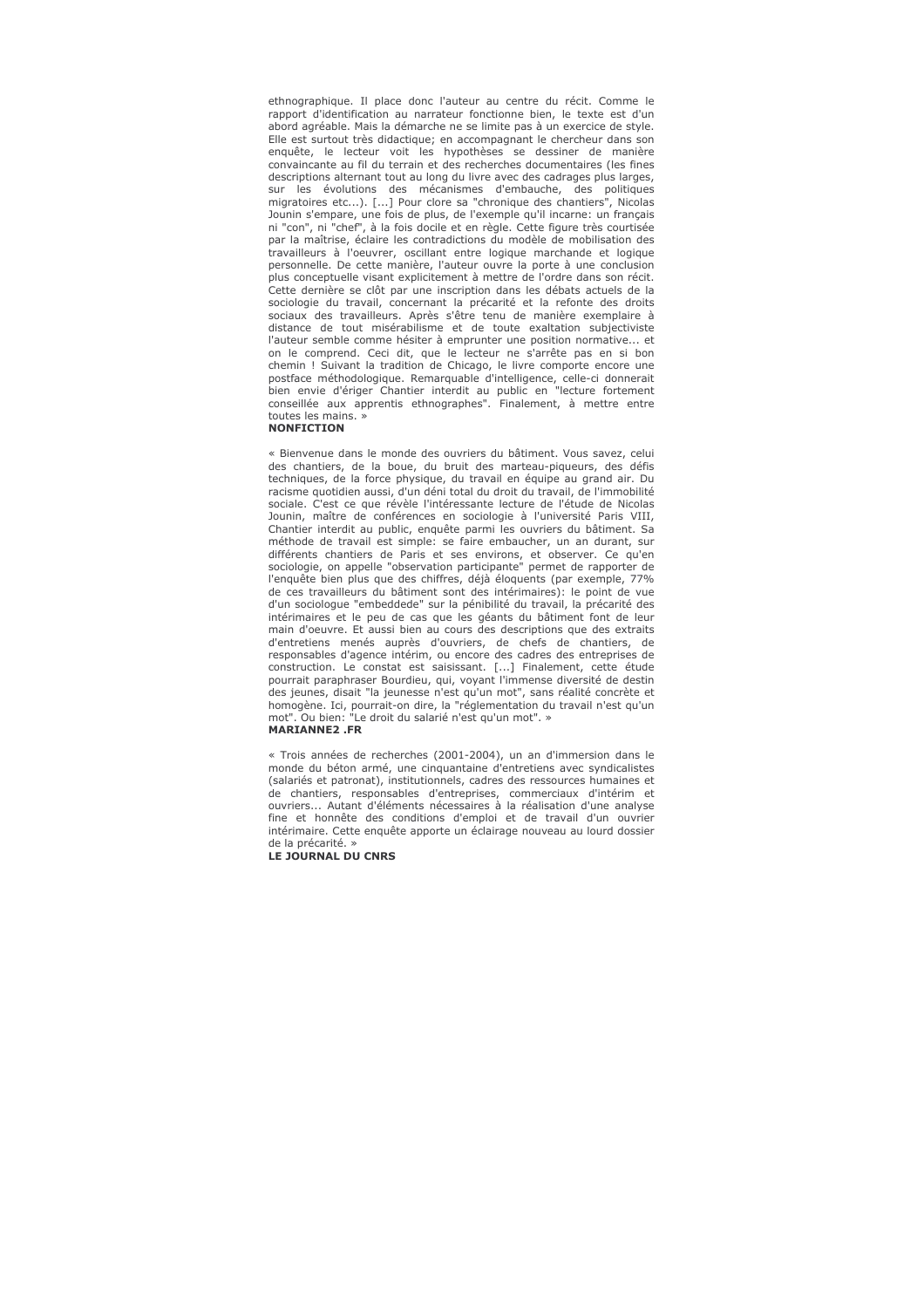ethnographique. Il place donc l'auteur au centre du récit. Comme le rapport d'identification au narrateur fonctionne bien, le texte est d'un abord agréable. Mais la démarche ne se limite pas à un exercice de style. Elle est surtout très didactique; en accompagnant le chercheur dans son enquête, le lecteur voit les hypothèses se dessiner de manière convaincante au fil du terrain et des recherches documentaires (les fines descriptions alternant tout au long du livre avec des cadrages plus larges, sur les évolutions des mécanismes d'embauche, des politiques migratoires etc...). [...] Pour clore sa "chronique des chantiers", Nicolas Jounin s'empare, une fois de plus, de l'exemple qu'il incarne: un français ni "con", ni "chef", à la fois docile et en règle. Cette figure très courtisée par la maîtrise, éclaire les contradictions du modèle de mobilisation des travailleurs à l'oeuvrer, oscillant entre logique marchande et logique personnelle. De cette manière, l'auteur ouvre la porte à une conclusion plus conceptuelle visant explicitement à mettre de l'ordre dans son récit. Cette dernière se clôt par une inscription dans les débats actuels de la sociologie du travail, concernant la précarité et la refonte des droits sociaux des travailleurs. Après s'être tenu de manière exemplaire à distance de tout misérabilisme et de toute exaltation subjectiviste l'auteur semble comme hésiter à emprunter une position normative... et on le comprend. Ceci dit, que le lecteur ne s'arrête pas en si bon chemin ! Suivant la tradition de Chicago, le livre comporte encore une postface méthodologique. Remarquable d'intelligence, celle-ci donnerait bien envie d'ériger Chantier interdit au public en "lecture fortement conseillée aux apprentis ethnographes". Finalement, à mettre entre toutes les mains. »
**NONFICTION**

« Bienvenue dans le monde des ouvriers du bâtiment. Vous savez, celui des chantiers, de la boue, du bruit des marteau-piqueurs, des défis techniques, de la force physique, du travail en équipe au grand air. Du racisme quotidien aussi, d'un déni total du droit du travail, de l'immobilité sociale. C'est ce que révèle l'intéressante lecture de l'étude de Nicolas Jounin, maître de conférences en sociologie à l'université Paris VIII, Chantier interdit au public, enquête parmi les ouvriers du bâtiment. Sa méthode de travail est simple: se faire embaucher, un an durant, sur différents chantiers de Paris et ses environs, et observer. Ce qu'en sociologie, on appelle "observation participante" permet de rapporter de l'enquête bien plus que des chiffres, déjà éloquents (par exemple, 77% de ces travailleurs du bâtiment sont des intérimaires): le point de vue d'un sociologue "embeddede" sur la pénibilité du travail, la précarité des intérimaires et le peu de cas que les géants du bâtiment font de leur main d'oeuvre. Et aussi bien au cours des descriptions que des extraits d'entretiens menés auprès d'ouvriers, de chefs de chantiers, de responsables d'agence intérim, ou encore des cadres des entreprises de construction. Le constat est saisissant. [...] Finalement, cette étude pourrait paraphraser Bourdieu, qui, voyant l'immense diversité de destin des jeunes, disait "la jeunesse n'est qu'un mot", sans réalité concrète et homogène. Ici, pourrait-on dire, la "réglementation du travail n'est qu'un mot". Ou bien: "Le droit du salarié n'est qu'un mot". »
**MARIANNE2 .FR**

« Trois années de recherches (2001-2004), un an d'immersion dans le monde du béton armé, une cinquantaine d'entretiens avec syndicalistes (salariés et patronat), institutionnels, cadres des ressources humaines et de chantiers, responsables d'entreprises, commerciaux d'intérim et ouvriers... Autant d'éléments nécessaires à la réalisation d'une analyse fine et honnête des conditions d'emploi et de travail d'un ouvrier intérimaire. Cette enquête apporte un éclairage nouveau au lourd dossier de la précarité. »
**LE JOURNAL DU CNRS**